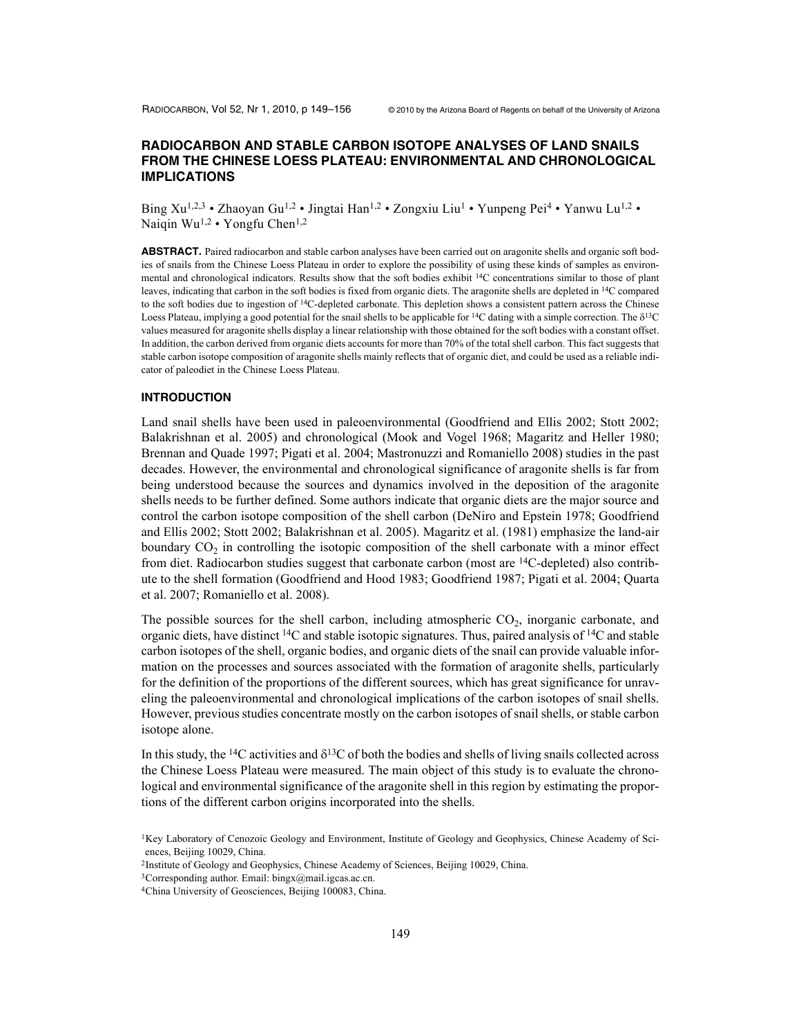# RADIOCARBON AND STABLE CARBON ISOTOPE ANALYSES OF LAND SNAILS FROM THE CHINESE LOESS PLATEAU: ENVIRONMENTAL AND CHRONOLOGICAL IMPLICATIONS

Bing Xu[1,2,3] • Zhaoyan Gu[1,2] • Jingtai Han[1,2] • Zongxiu Liu[1] • Yunpeng Pei[4] • Yanwu Lu[1,2] • Naiqin Wu[1,2] • Yongfu Chen[1,2]

**ABSTRACT.** Paired radiocarbon and stable carbon analyses have been carried out on aragonite shells and organic soft bodies of snails from the Chinese Loess Plateau in order to explore the possibility of using these kinds of samples as environmental and chronological indicators. Results show that the soft bodies exhibit $^{14}C$ concentrations similar to those of plant leaves, indicating that carbon in the soft bodies is fixed from organic diets. The aragonite shells are depleted in $^{14}C$ compared to the soft bodies due to ingestion of $^{14}C$-depleted carbonate. This depletion shows a consistent pattern across the Chinese Loess Plateau, implying a good potential for the snail shells to be applicable for $^{14}C$ dating with a simple correction. The $\delta^{13}C$ values measured for aragonite shells display a linear relationship with those obtained for the soft bodies with a constant offset. In addition, the carbon derived from organic diets accounts for more than 70% of the total shell carbon. This fact suggests that stable carbon isotope composition of aragonite shells mainly reflects that of organic diet, and could be used as a reliable indicator of paleodiet in the Chinese Loess Plateau.

## INTRODUCTION

Land snail shells have been used in paleoenvironmental (Goodfriend and Ellis 2002; Stott 2002; Balakrishnan et al. 2005) and chronological (Mook and Vogel 1968; Magaritz and Heller 1980; Brennan and Quade 1997; Pigati et al. 2004; Mastronuzzi and Romaniello 2008) studies in the past decades. However, the environmental and chronological significance of aragonite shells is far from being understood because the sources and dynamics involved in the deposition of the aragonite shells needs to be further defined. Some authors indicate that organic diets are the major source and control the carbon isotope composition of the shell carbon (DeNiro and Epstein 1978; Goodfriend and Ellis 2002; Stott 2002; Balakrishnan et al. 2005). Magaritz et al. (1981) emphasize the land-air boundary $CO_2$ in controlling the isotopic composition of the shell carbonate with a minor effect from diet. Radiocarbon studies suggest that carbonate carbon (most are $^{14}C$-depleted) also contribute to the shell formation (Goodfriend and Hood 1983; Goodfriend 1987; Pigati et al. 2004; Quarta et al. 2007; Romaniello et al. 2008).

The possible sources for the shell carbon, including atmospheric $CO_2$, inorganic carbonate, and organic diets, have distinct $^{14}C$ and stable isotopic signatures. Thus, paired analysis of $^{14}C$ and stable carbon isotopes of the shell, organic bodies, and organic diets of the snail can provide valuable information on the processes and sources associated with the formation of aragonite shells, particularly for the definition of the proportions of the different sources, which has great significance for unraveling the paleoenvironmental and chronological implications of the carbon isotopes of snail shells. However, previous studies concentrate mostly on the carbon isotopes of snail shells, or stable carbon isotope alone.

In this study, the $^{14}C$ activities and $\delta^{13}C$ of both the bodies and shells of living snails collected across the Chinese Loess Plateau were measured. The main object of this study is to evaluate the chronological and environmental significance of the aragonite shell in this region by estimating the proportions of the different carbon origins incorporated into the shells.

[1]Key Laboratory of Cenozoic Geology and Environment, Institute of Geology and Geophysics, Chinese Academy of Sciences, Beijing 10029, China.

[2]Institute of Geology and Geophysics, Chinese Academy of Sciences, Beijing 10029, China.

[3]Corresponding author. Email: bingx@mail.igcas.ac.cn.

[4]China University of Geosciences, Beijing 100083, China.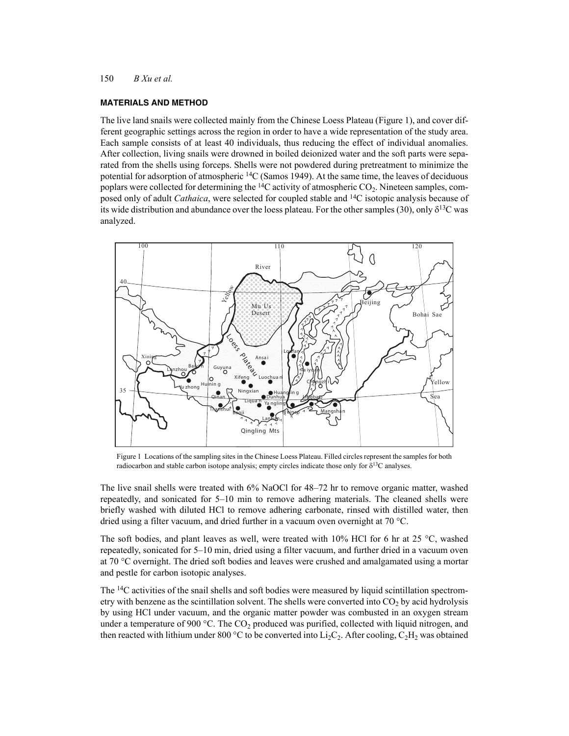## MATERIALS AND METHOD

The live land snails were collected mainly from the Chinese Loess Plateau (Figure 1), and cover different geographic settings across the region in order to have a wide representation of the study area. Each sample consists of at least 40 individuals, thus reducing the effect of individual anomalies. After collection, living snails were drowned in boiled deionized water and the soft parts were separated from the shells using forceps. Shells were not powdered during pretreatment to minimize the potential for adsorption of atmospheric $^{14}C$ (Samos 1949). At the same time, the leaves of deciduous poplars were collected for determining the $^{14}C$ activity of atmospheric $CO_2$. Nineteen samples, composed only of adult *Cathaica*, were selected for coupled stable and $^{14}C$ isotopic analysis because of its wide distribution and abundance over the loess plateau. For the other samples (30), only $\delta^{13}C$ was analyzed.

Figure 1 Locations of the sampling sites in the Chinese Loess Plateau. Filled circles represent the samples for both radiocarbon and stable carbon isotope analysis; empty circles indicate those only for $\delta^{13}C$ analyses.

The live snail shells were treated with 6% NaOCl for 48–72 hr to remove organic matter, washed repeatedly, and sonicated for 5–10 min to remove adhering materials. The cleaned shells were briefly washed with diluted HCl to remove adhering carbonate, rinsed with distilled water, then dried using a filter vacuum, and dried further in a vacuum oven overnight at 70 °C.

The soft bodies, and plant leaves as well, were treated with 10% HCl for 6 hr at 25 °C, washed repeatedly, sonicated for 5–10 min, dried using a filter vacuum, and further dried in a vacuum oven at 70 °C overnight. The dried soft bodies and leaves were crushed and amalgamated using a mortar and pestle for carbon isotopic analyses.

The $^{14}C$ activities of the snail shells and soft bodies were measured by liquid scintillation spectrometry with benzene as the scintillation solvent. The shells were converted into $CO_2$ by acid hydrolysis by using HCl under vacuum, and the organic matter powder was combusted in an oxygen stream under a temperature of 900 °C. The $CO_2$ produced was purified, collected with liquid nitrogen, and then reacted with lithium under 800 °C to be converted into $Li_2C_2$. After cooling, $C_2H_2$ was obtained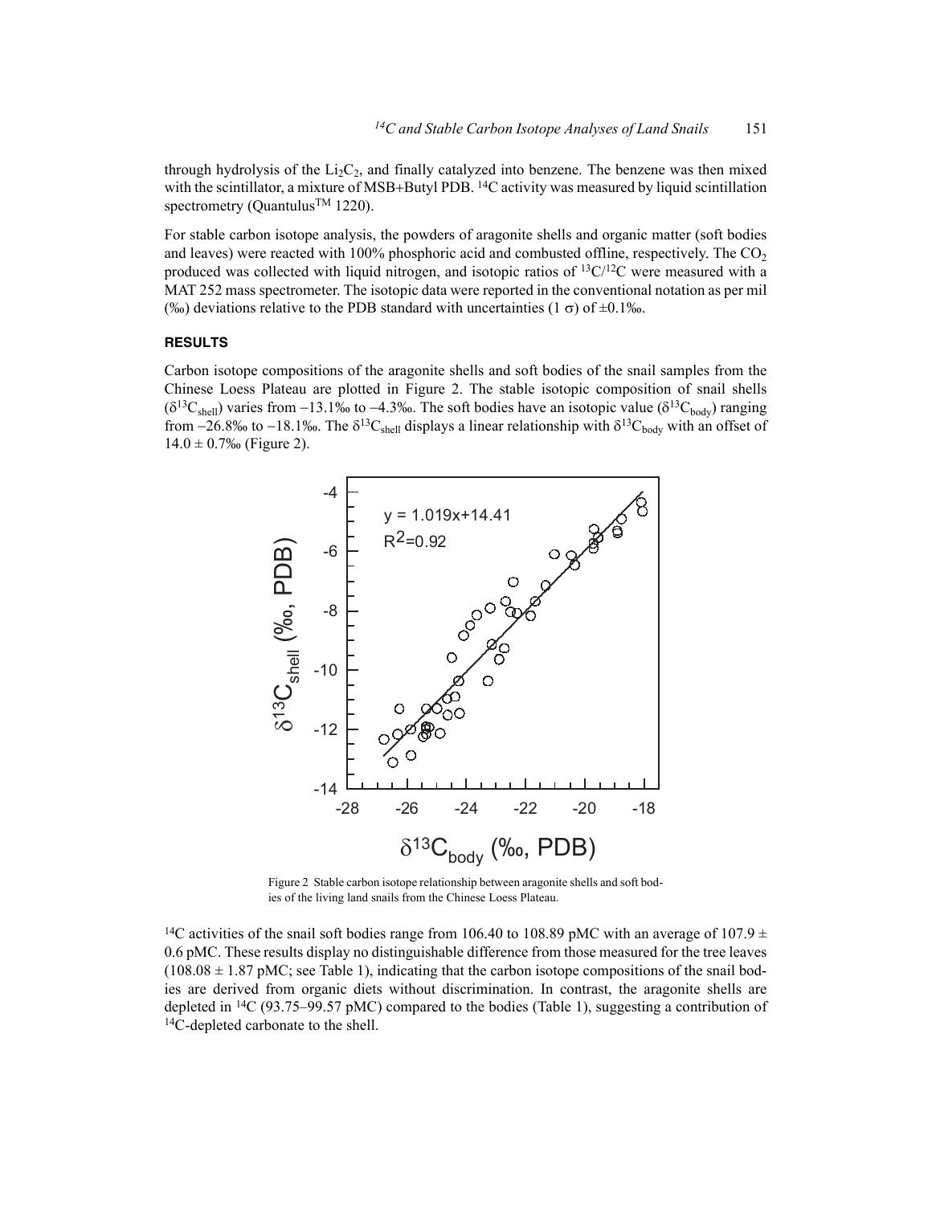through hydrolysis of the $Li_2C_2$, and finally catalyzed into benzene. The benzene was then mixed with the scintillator, a mixture of MSB+Butyl PDB. $^{14}C$ activity was measured by liquid scintillation spectrometry (Quantulus™ 1220).

For stable carbon isotope analysis, the powders of aragonite shells and organic matter (soft bodies and leaves) were reacted with 100% phosphoric acid and combusted offline, respectively. The $CO_2$ produced was collected with liquid nitrogen, and isotopic ratios of $^{13}C/^{12}C$ were measured with a MAT 252 mass spectrometer. The isotopic data were reported in the conventional notation as per mil (‰) deviations relative to the PDB standard with uncertainties (1 $\sigma$) of ±0.1‰.

## RESULTS

Carbon isotope compositions of the aragonite shells and soft bodies of the snail samples from the Chinese Loess Plateau are plotted in Figure 2. The stable isotopic composition of snail shells ($\delta^{13}C_{shell}$) varies from −13.1‰ to −4.3‰. The soft bodies have an isotopic value ($\delta^{13}C_{body}$) ranging from −26.8‰ to −18.1‰. The $\delta^{13}C_{shell}$ displays a linear relationship with $\delta^{13}C_{body}$ with an offset of 14.0 ± 0.7‰ (Figure 2).

Figure 2 Stable carbon isotope relationship between aragonite shells and soft bodies of the living land snails from the Chinese Loess Plateau.

$^{14}C$ activities of the snail soft bodies range from 106.40 to 108.89 pMC with an average of 107.9 ± 0.6 pMC. These results display no distinguishable difference from those measured for the tree leaves (108.08 ± 1.87 pMC; see Table 1), indicating that the carbon isotope compositions of the snail bodies are derived from organic diets without discrimination. In contrast, the aragonite shells are depleted in $^{14}C$ (93.75–99.57 pMC) compared to the bodies (Table 1), suggesting a contribution of $^{14}C$-depleted carbonate to the shell.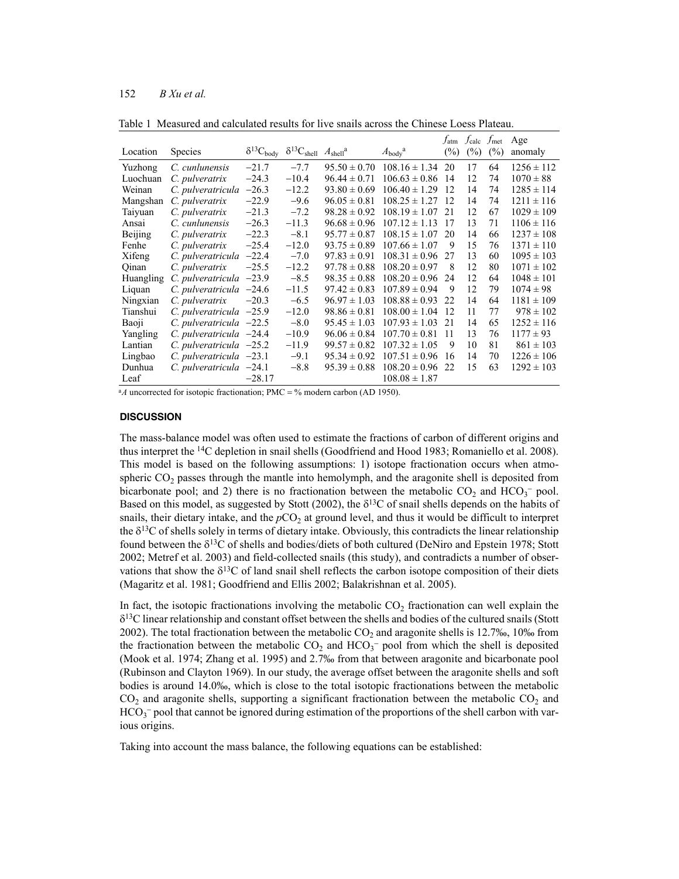Table 1 Measured and calculated results for live snails across the Chinese Loess Plateau.

| Location | Species | $\delta^{13}C_{body}$ | $\delta^{13}C_{shell}$ | $A_{shell}$[a] | $A_{body}$[a] | $f_{atm}$ (%) | $f_{calc}$ (%) | $f_{met}$ (%) | Age anomaly |
|---|---|---|---|---|---|---|---|---|---|
| Yuzhong | *C. cunlunensis* | −21.7 | −7.7 | 95.50 ± 0.70 | 108.16 ± 1.34 | 20 | 17 | 64 | 1256 ± 112 |
| Luochuan | *C. pulveratrix* | −24.3 | −10.4 | 96.44 ± 0.71 | 106.63 ± 0.86 | 14 | 12 | 74 | 1070 ± 88 |
| Weinan | *C. pulveratricula* | −26.3 | −12.2 | 93.80 ± 0.69 | 106.40 ± 1.29 | 12 | 14 | 74 | 1285 ± 114 |
| Mangshan | *C. pulveratrix* | −22.9 | −9.6 | 96.05 ± 0.81 | 108.25 ± 1.27 | 12 | 14 | 74 | 1211 ± 116 |
| Taiyuan | *C. pulveratrix* | −21.3 | −7.2 | 98.28 ± 0.92 | 108.19 ± 1.07 | 21 | 12 | 67 | 1029 ± 109 |
| Ansai | *C. cunlunensis* | −26.3 | −11.3 | 96.68 ± 0.96 | 107.12 ± 1.13 | 17 | 13 | 71 | 1106 ± 116 |
| Beijing | *C. pulveratrix* | −22.3 | −8.1 | 95.77 ± 0.87 | 108.15 ± 1.07 | 20 | 14 | 66 | 1237 ± 108 |
| Fenhe | *C. pulveratrix* | −25.4 | −12.0 | 93.75 ± 0.89 | 107.66 ± 1.07 | 9 | 15 | 76 | 1371 ± 110 |
| Xifeng | *C. pulveratricula* | −22.4 | −7.0 | 97.83 ± 0.91 | 108.31 ± 0.96 | 27 | 13 | 60 | 1095 ± 103 |
| Qinan | *C. pulveratrix* | −25.5 | −12.2 | 97.78 ± 0.88 | 108.20 ± 0.97 | 8 | 12 | 80 | 1071 ± 102 |
| Huangling | *C. pulveratricula* | −23.9 | −8.5 | 98.35 ± 0.88 | 108.20 ± 0.96 | 24 | 12 | 64 | 1048 ± 101 |
| Liquan | *C. pulveratricula* | −24.6 | −11.5 | 97.42 ± 0.83 | 107.89 ± 0.94 | 9 | 12 | 79 | 1074 ± 98 |
| Ningxian | *C. pulveratrix* | −20.3 | −6.5 | 96.97 ± 1.03 | 108.88 ± 0.93 | 22 | 14 | 64 | 1181 ± 109 |
| Tianshui | *C. pulveratricula* | −25.9 | −12.0 | 98.86 ± 0.81 | 108.00 ± 1.04 | 12 | 11 | 77 | 978 ± 102 |
| Baoji | *C. pulveratricula* | −22.5 | −8.0 | 95.45 ± 1.03 | 107.93 ± 1.03 | 21 | 14 | 65 | 1252 ± 116 |
| Yangling | *C. pulveratricula* | −24.4 | −10.9 | 96.06 ± 0.84 | 107.70 ± 0.81 | 11 | 13 | 76 | 1177 ± 93 |
| Lantian | *C. pulveratricula* | −25.2 | −11.9 | 99.57 ± 0.82 | 107.32 ± 1.05 | 9 | 10 | 81 | 861 ± 103 |
| Lingbao | *C. pulveratricula* | −23.1 | −9.1 | 95.34 ± 0.92 | 107.51 ± 0.96 | 16 | 14 | 70 | 1226 ± 106 |
| Dunhua | *C. pulveratricula* | −24.1 | −8.8 | 95.39 ± 0.88 | 108.20 ± 0.96 | 22 | 15 | 63 | 1292 ± 103 |
| Leaf | | −28.17 | | | 108.08 ± 1.87 | | | | |

[a]*A* uncorrected for isotopic fractionation; PMC = % modern carbon (AD 1950).

## DISCUSSION

The mass-balance model was often used to estimate the fractions of carbon of different origins and thus interpret the $^{14}C$ depletion in snail shells (Goodfriend and Hood 1983; Romaniello et al. 2008). This model is based on the following assumptions: 1) isotope fractionation occurs when atmospheric $CO_2$ passes through the mantle into hemolymph, and the aragonite shell is deposited from bicarbonate pool; and 2) there is no fractionation between the metabolic $CO_2$ and $HCO_3^-$ pool. Based on this model, as suggested by Stott (2002), the $\delta^{13}C$ of snail shells depends on the habits of snails, their dietary intake, and the $pCO_2$ at ground level, and thus it would be difficult to interpret the $\delta^{13}C$ of shells solely in terms of dietary intake. Obviously, this contradicts the linear relationship found between the $\delta^{13}C$ of shells and bodies/diets of both cultured (DeNiro and Epstein 1978; Stott 2002; Metref et al. 2003) and field-collected snails (this study), and contradicts a number of observations that show the $\delta^{13}C$ of land snail shell reflects the carbon isotope composition of their diets (Magaritz et al. 1981; Goodfriend and Ellis 2002; Balakrishnan et al. 2005).

In fact, the isotopic fractionations involving the metabolic $CO_2$ fractionation can well explain the $\delta^{13}C$ linear relationship and constant offset between the shells and bodies of the cultured snails (Stott 2002). The total fractionation between the metabolic $CO_2$ and aragonite shells is 12.7‰, 10‰ from the fractionation between the metabolic $CO_2$ and $HCO_3^-$ pool from which the shell is deposited (Mook et al. 1974; Zhang et al. 1995) and 2.7‰ from that between aragonite and bicarbonate pool (Rubinson and Clayton 1969). In our study, the average offset between the aragonite shells and soft bodies is around 14.0‰, which is close to the total isotopic fractionations between the metabolic $CO_2$ and aragonite shells, supporting a significant fractionation between the metabolic $CO_2$ and $HCO_3^-$ pool that cannot be ignored during estimation of the proportions of the shell carbon with various origins.

Taking into account the mass balance, the following equations can be established: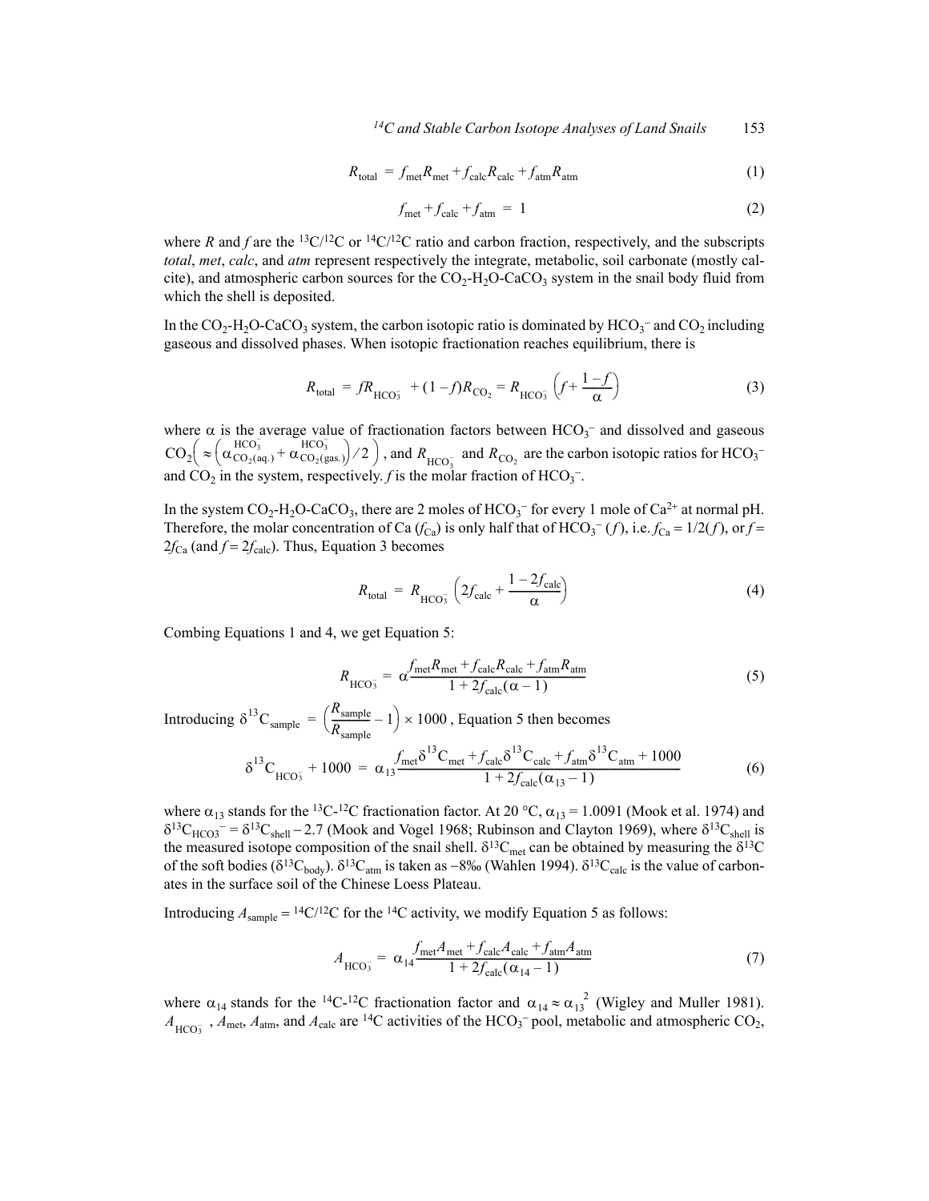$$R_{\text{total}} = f_{\text{met}} R_{\text{met}} + f_{\text{calc}} R_{\text{calc}} + f_{\text{atm}} R_{\text{atm}} \tag{1}$$

$$f_{\text{met}} + f_{\text{calc}} + f_{\text{atm}} = 1 \tag{2}$$

where $R$ and $f$ are the $^{13}C/^{12}C$ or $^{14}C/^{12}C$ ratio and carbon fraction, respectively, and the subscripts *total*, *met*, *calc*, and *atm* represent respectively the integrate, metabolic, soil carbonate (mostly calcite), and atmospheric carbon sources for the $CO_2$-$H_2O$-$CaCO_3$ system in the snail body fluid from which the shell is deposited.

In the $CO_2$-$H_2O$-$CaCO_3$ system, the carbon isotopic ratio is dominated by $HCO_3^-$ and $CO_2$ including gaseous and dissolved phases. When isotopic fractionation reaches equilibrium, there is

$$R_{\text{total}} = fR_{HCO_3^-} + (1-f)R_{CO_2} = R_{HCO_3^-}\left(f + \frac{1-f}{\alpha}\right) \tag{3}$$

where $\alpha$ is the average value of fractionation factors between $HCO_3^-$ and dissolved and gaseous $CO_2\left(\approx \left(\alpha^{HCO_3^-}_{CO_2(\text{aq.})} + \alpha^{HCO_3^-}_{CO_2(\text{gas.})}\right)/2\right)$, and $R_{HCO_3^-}$ and $R_{CO_2}$ are the carbon isotopic ratios for $HCO_3^-$ and $CO_2$ in the system, respectively. $f$ is the molar fraction of $HCO_3^-$.

In the system $CO_2$-$H_2O$-$CaCO_3$, there are 2 moles of $HCO_3^-$ for every 1 mole of $Ca^{2+}$ at normal pH. Therefore, the molar concentration of Ca ($f_{Ca}$) is only half that of $HCO_3^-$ ($f$), i.e. $f_{Ca} = 1/2(f)$, or $f = 2f_{Ca}$ (and $f = 2f_{\text{calc}}$). Thus, Equation 3 becomes

$$R_{\text{total}} = R_{HCO_3^-}\left(2f_{\text{calc}} + \frac{1-2f_{\text{calc}}}{\alpha}\right) \tag{4}$$

Combing Equations 1 and 4, we get Equation 5:

$$R_{HCO_3^-} = \alpha \frac{f_{\text{met}} R_{\text{met}} + f_{\text{calc}} R_{\text{calc}} + f_{\text{atm}} R_{\text{atm}}}{1 + 2f_{\text{calc}}(\alpha - 1)} \tag{5}$$

Introducing $\delta^{13}C_{\text{sample}} = \left(\frac{R_{\text{sample}}}{R_{\text{sample}}} - 1\right) \times 1000$, Equation 5 then becomes

$$\delta^{13}C_{HCO_3^-} + 1000 = \alpha_{13} \frac{f_{\text{met}}\delta^{13}C_{\text{met}} + f_{\text{calc}}\delta^{13}C_{\text{calc}} + f_{\text{atm}}\delta^{13}C_{\text{atm}} + 1000}{1 + 2f_{\text{calc}}(\alpha_{13} - 1)} \tag{6}$$

where $\alpha_{13}$ stands for the $^{13}C$-$^{12}C$ fractionation factor. At 20 °C, $\alpha_{13} = 1.0091$ (Mook et al. 1974) and $\delta^{13}C_{HCO3^-} = \delta^{13}C_{\text{shell}} - 2.7$ (Mook and Vogel 1968; Rubinson and Clayton 1969), where $\delta^{13}C_{\text{shell}}$ is the measured isotope composition of the snail shell. $\delta^{13}C_{\text{met}}$ can be obtained by measuring the $\delta^{13}C$ of the soft bodies ($\delta^{13}C_{\text{body}}$). $\delta^{13}C_{\text{atm}}$ is taken as −8‰ (Wahlen 1994). $\delta^{13}C_{\text{calc}}$ is the value of carbonates in the surface soil of the Chinese Loess Plateau.

Introducing $A_{\text{sample}} = {}^{14}C/^{12}C$ for the $^{14}C$ activity, we modify Equation 5 as follows:

$$A_{HCO_3^-} = \alpha_{14} \frac{f_{\text{met}} A_{\text{met}} + f_{\text{calc}} A_{\text{calc}} + f_{\text{atm}} A_{\text{atm}}}{1 + 2f_{\text{calc}}(\alpha_{14} - 1)} \tag{7}$$

where $\alpha_{14}$ stands for the $^{14}C$-$^{12}C$ fractionation factor and $\alpha_{14} \approx \alpha_{13}^2$ (Wigley and Muller 1981). $A_{HCO_3^-}$, $A_{\text{met}}$, $A_{\text{atm}}$, and $A_{\text{calc}}$ are $^{14}C$ activities of the $HCO_3^-$ pool, metabolic and atmospheric $CO_2$,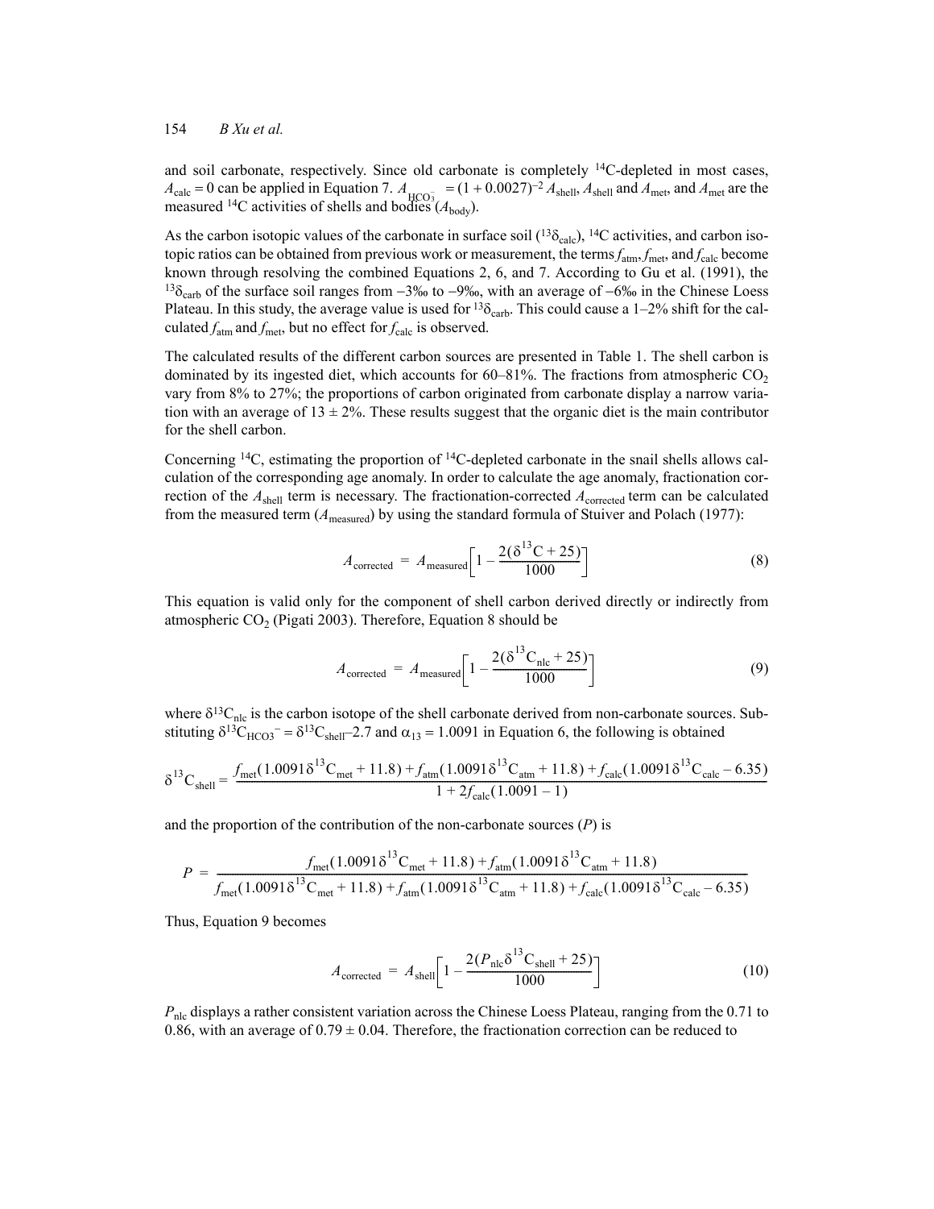and soil carbonate, respectively. Since old carbonate is completely $^{14}C$-depleted in most cases, $A_{calc} = 0$ can be applied in Equation 7. $A_{HCO_3^-} = (1 + 0.0027)^{-2} A_{shell}$, $A_{shell}$ and $A_{met}$, and $A_{met}$ are the measured $^{14}C$ activities of shells and bodies ($A_{body}$).

As the carbon isotopic values of the carbonate in surface soil ($^{13}\delta_{calc}$), $^{14}C$ activities, and carbon isotopic ratios can be obtained from previous work or measurement, the terms $f_{atm}$, $f_{met}$, and $f_{calc}$ become known through resolving the combined Equations 2, 6, and 7. According to Gu et al. (1991), the $^{13}\delta_{carb}$ of the surface soil ranges from −3‰ to −9‰, with an average of −6‰ in the Chinese Loess Plateau. In this study, the average value is used for $^{13}\delta_{carb}$. This could cause a 1–2% shift for the calculated $f_{atm}$ and $f_{met}$, but no effect for $f_{calc}$ is observed.

The calculated results of the different carbon sources are presented in Table 1. The shell carbon is dominated by its ingested diet, which accounts for 60–81%. The fractions from atmospheric $CO_2$ vary from 8% to 27%; the proportions of carbon originated from carbonate display a narrow variation with an average of 13 ± 2%. These results suggest that the organic diet is the main contributor for the shell carbon.

Concerning $^{14}C$, estimating the proportion of $^{14}C$-depleted carbonate in the snail shells allows calculation of the corresponding age anomaly. In order to calculate the age anomaly, fractionation correction of the $A_{shell}$ term is necessary. The fractionation-corrected $A_{corrected}$ term can be calculated from the measured term ($A_{measured}$) by using the standard formula of Stuiver and Polach (1977):

$$A_{corrected} = A_{measured}\left[1 - \frac{2(\delta^{13}C + 25)}{1000}\right] \tag{8}$$

This equation is valid only for the component of shell carbon derived directly or indirectly from atmospheric $CO_2$ (Pigati 2003). Therefore, Equation 8 should be

$$A_{corrected} = A_{measured}\left[1 - \frac{2(\delta^{13}C_{nlc} + 25)}{1000}\right] \tag{9}$$

where $\delta^{13}C_{nlc}$ is the carbon isotope of the shell carbonate derived from non-carbonate sources. Substituting $\delta^{13}C_{HCO3^-} = \delta^{13}C_{shell} - 2.7$ and $\alpha_{13} = 1.0091$ in Equation 6, the following is obtained

$$\delta^{13}C_{shell} = \frac{f_{met}(1.0091\delta^{13}C_{met} + 11.8) + f_{atm}(1.0091\delta^{13}C_{atm} + 11.8) + f_{calc}(1.0091\delta^{13}C_{calc} - 6.35)}{1 + 2f_{calc}(1.0091 - 1)}$$

and the proportion of the contribution of the non-carbonate sources ($P$) is

$$P = \frac{f_{met}(1.0091\delta^{13}C_{met} + 11.8) + f_{atm}(1.0091\delta^{13}C_{atm} + 11.8)}{f_{met}(1.0091\delta^{13}C_{met} + 11.8) + f_{atm}(1.0091\delta^{13}C_{atm} + 11.8) + f_{calc}(1.0091\delta^{13}C_{calc} - 6.35)}$$

Thus, Equation 9 becomes

$$A_{corrected} = A_{shell}\left[1 - \frac{2(P_{nlc}\delta^{13}C_{shell} + 25)}{1000}\right] \tag{10}$$

$P_{nlc}$ displays a rather consistent variation across the Chinese Loess Plateau, ranging from the 0.71 to 0.86, with an average of 0.79 ± 0.04. Therefore, the fractionation correction can be reduced to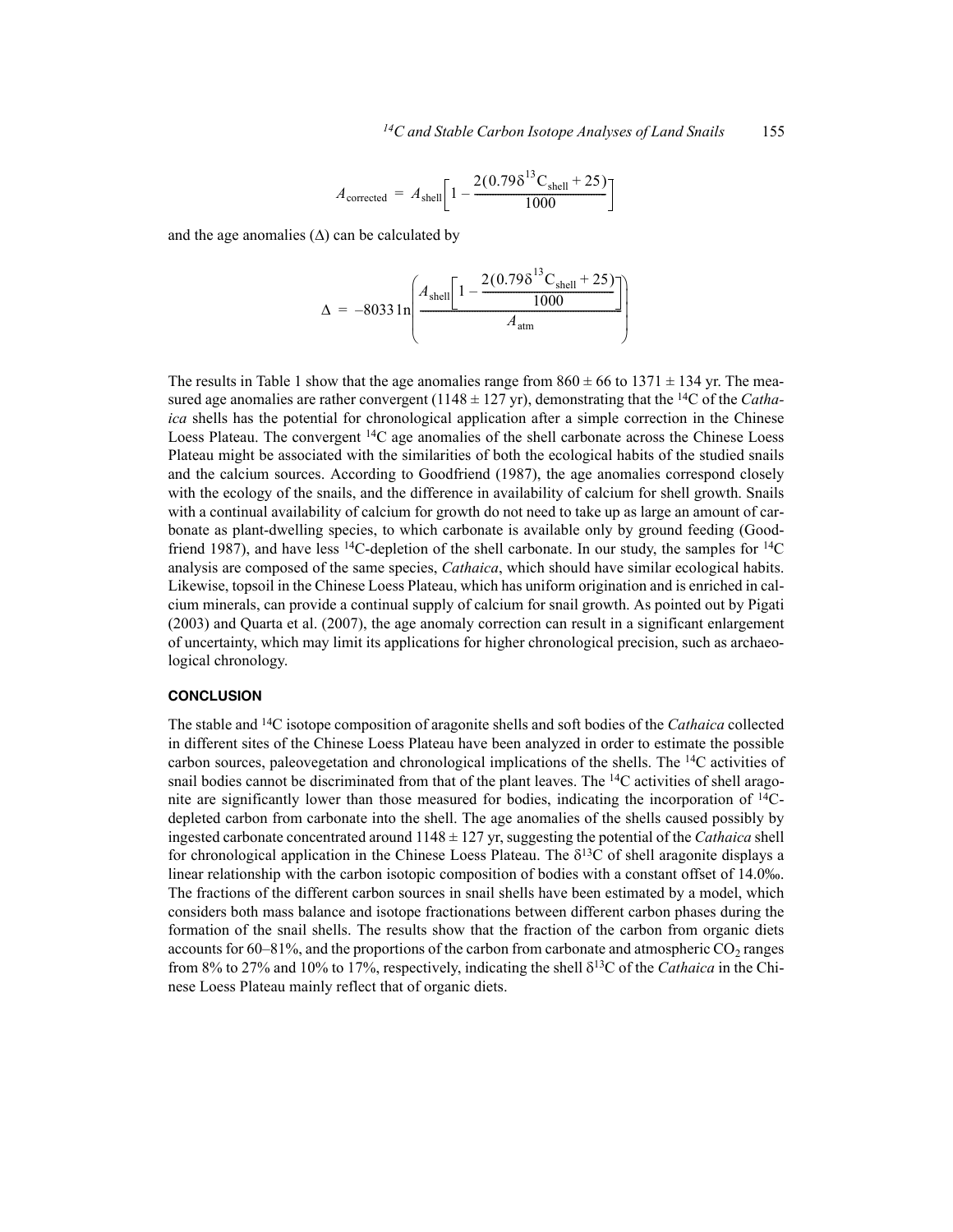$$A_{\text{corrected}} = A_{\text{shell}}\left[1 - \frac{2(0.79\delta^{13}\text{C}_{\text{shell}} + 25)}{1000}\right]$$

and the age anomalies (Δ) can be calculated by

$$\Delta = -8033\ln\left(\frac{A_{\text{shell}}\left[1 - \frac{2(0.79\delta^{13}\text{C}_{\text{shell}} + 25)}{1000}\right]}{A_{\text{atm}}}\right)$$

The results in Table 1 show that the age anomalies range from $860 \pm 66$ to $1371 \pm 134$ yr. The measured age anomalies are rather convergent ($1148 \pm 127$ yr), demonstrating that the $^{14}$C of the *Cathaica* shells has the potential for chronological application after a simple correction in the Chinese Loess Plateau. The convergent $^{14}$C age anomalies of the shell carbonate across the Chinese Loess Plateau might be associated with the similarities of both the ecological habits of the studied snails and the calcium sources. According to Goodfriend (1987), the age anomalies correspond closely with the ecology of the snails, and the difference in availability of calcium for shell growth. Snails with a continual availability of calcium for growth do not need to take up as large an amount of carbonate as plant-dwelling species, to which carbonate is available only by ground feeding (Goodfriend 1987), and have less $^{14}$C-depletion of the shell carbonate. In our study, the samples for $^{14}$C analysis are composed of the same species, *Cathaica*, which should have similar ecological habits. Likewise, topsoil in the Chinese Loess Plateau, which has uniform origination and is enriched in calcium minerals, can provide a continual supply of calcium for snail growth. As pointed out by Pigati (2003) and Quarta et al. (2007), the age anomaly correction can result in a significant enlargement of uncertainty, which may limit its applications for higher chronological precision, such as archaeological chronology.

## CONCLUSION

The stable and $^{14}$C isotope composition of aragonite shells and soft bodies of the *Cathaica* collected in different sites of the Chinese Loess Plateau have been analyzed in order to estimate the possible carbon sources, paleovegetation and chronological implications of the shells. The $^{14}$C activities of snail bodies cannot be discriminated from that of the plant leaves. The $^{14}$C activities of shell aragonite are significantly lower than those measured for bodies, indicating the incorporation of $^{14}$C-depleted carbon from carbonate into the shell. The age anomalies of the shells caused possibly by ingested carbonate concentrated around $1148 \pm 127$ yr, suggesting the potential of the *Cathaica* shell for chronological application in the Chinese Loess Plateau. The $\delta^{13}$C of shell aragonite displays a linear relationship with the carbon isotopic composition of bodies with a constant offset of 14.0‰. The fractions of the different carbon sources in snail shells have been estimated by a model, which considers both mass balance and isotope fractionations between different carbon phases during the formation of the snail shells. The results show that the fraction of the carbon from organic diets accounts for 60–81%, and the proportions of the carbon from carbonate and atmospheric $CO_2$ ranges from 8% to 27% and 10% to 17%, respectively, indicating the shell $\delta^{13}$C of the *Cathaica* in the Chinese Loess Plateau mainly reflect that of organic diets.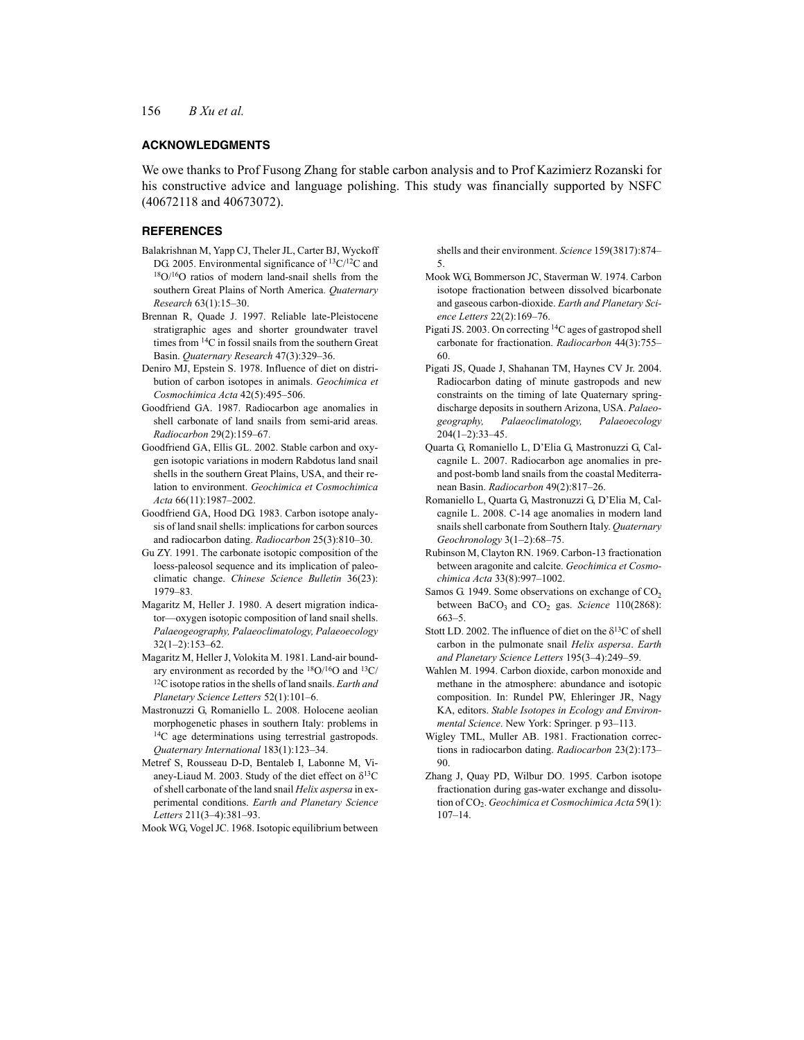## ACKNOWLEDGMENTS

We owe thanks to Prof Fusong Zhang for stable carbon analysis and to Prof Kazimierz Rozanski for his constructive advice and language polishing. This study was financially supported by NSFC (40672118 and 40673072).

## REFERENCES

Balakrishnan M, Yapp CJ, Theler JL, Carter BJ, Wyckoff DG. 2005. Environmental significance of $^{13}C/^{12}C$ and $^{18}O/^{16}O$ ratios of modern land-snail shells from the southern Great Plains of North America. *Quaternary Research* 63(1):15–30.

Brennan R, Quade J. 1997. Reliable late-Pleistocene stratigraphic ages and shorter groundwater travel times from $^{14}C$ in fossil snails from the southern Great Basin. *Quaternary Research* 47(3):329–36.

Deniro MJ, Epstein S. 1978. Influence of diet on distribution of carbon isotopes in animals. *Geochimica et Cosmochimica Acta* 42(5):495–506.

Goodfriend GA. 1987. Radiocarbon age anomalies in shell carbonate of land snails from semi-arid areas. *Radiocarbon* 29(2):159–67.

Goodfriend GA, Ellis GL. 2002. Stable carbon and oxygen isotopic variations in modern Rabdotus land snail shells in the southern Great Plains, USA, and their relation to environment. *Geochimica et Cosmochimica Acta* 66(11):1987–2002.

Goodfriend GA, Hood DG. 1983. Carbon isotope analysis of land snail shells: implications for carbon sources and radiocarbon dating. *Radiocarbon* 25(3):810–30.

Gu ZY. 1991. The carbonate isotopic composition of the loess-paleosol sequence and its implication of paleoclimatic change. *Chinese Science Bulletin* 36(23): 1979–83.

Magaritz M, Heller J. 1980. A desert migration indicator—oxygen isotopic composition of land snail shells. *Palaeogeography, Palaeoclimatology, Palaeoecology* 32(1–2):153–62.

Magaritz M, Heller J, Volokita M. 1981. Land-air boundary environment as recorded by the $^{18}O/^{16}O$ and $^{13}C/^{12}C$ isotope ratios in the shells of land snails. *Earth and Planetary Science Letters* 52(1):101–6.

Mastronuzzi G, Romaniello L. 2008. Holocene aeolian morphogenetic phases in southern Italy: problems in $^{14}C$ age determinations using terrestrial gastropods. *Quaternary International* 183(1):123–34.

Metref S, Rousseau D-D, Bentaleb I, Labonne M, Vianey-Liaud M. 2003. Study of the diet effect on $\delta^{13}C$ of shell carbonate of the land snail *Helix aspersa* in experimental conditions. *Earth and Planetary Science Letters* 211(3–4):381–93.

Mook WG, Vogel JC. 1968. Isotopic equilibrium between shells and their environment. *Science* 159(3817):874–5.

Mook WG, Bommerson JC, Staverman W. 1974. Carbon isotope fractionation between dissolved bicarbonate and gaseous carbon-dioxide. *Earth and Planetary Science Letters* 22(2):169–76.

Pigati JS. 2003. On correcting $^{14}C$ ages of gastropod shell carbonate for fractionation. *Radiocarbon* 44(3):755–60.

Pigati JS, Quade J, Shahanan TM, Haynes CV Jr. 2004. Radiocarbon dating of minute gastropods and new constraints on the timing of late Quaternary spring-discharge deposits in southern Arizona, USA. *Palaeogeography, Palaeoclimatology, Palaeoecology* 204(1–2):33–45.

Quarta G, Romaniello L, D'Elia G, Mastronuzzi G, Calcagnile L. 2007. Radiocarbon age anomalies in pre- and post-bomb land snails from the coastal Mediterranean Basin. *Radiocarbon* 49(2):817–26.

Romaniello L, Quarta G, Mastronuzzi G, D'Elia M, Calcagnile L. 2008. C-14 age anomalies in modern land snails shell carbonate from Southern Italy. *Quaternary Geochronology* 3(1–2):68–75.

Rubinson M, Clayton RN. 1969. Carbon-13 fractionation between aragonite and calcite. *Geochimica et Cosmochimica Acta* 33(8):997–1002.

Samos G. 1949. Some observations on exchange of $CO_2$ between $BaCO_3$ and $CO_2$ gas. *Science* 110(2868): 663–5.

Stott LD. 2002. The influence of diet on the $\delta^{13}C$ of shell carbon in the pulmonate snail *Helix aspersa*. *Earth and Planetary Science Letters* 195(3–4):249–59.

Wahlen M. 1994. Carbon dioxide, carbon monoxide and methane in the atmosphere: abundance and isotopic composition. In: Rundel PW, Ehleringer JR, Nagy KA, editors. *Stable Isotopes in Ecology and Environmental Science*. New York: Springer. p 93–113.

Wigley TML, Muller AB. 1981. Fractionation corrections in radiocarbon dating. *Radiocarbon* 23(2):173–90.

Zhang J, Quay PD, Wilbur DO. 1995. Carbon isotope fractionation during gas-water exchange and dissolution of $CO_2$. *Geochimica et Cosmochimica Acta* 59(1): 107–14.